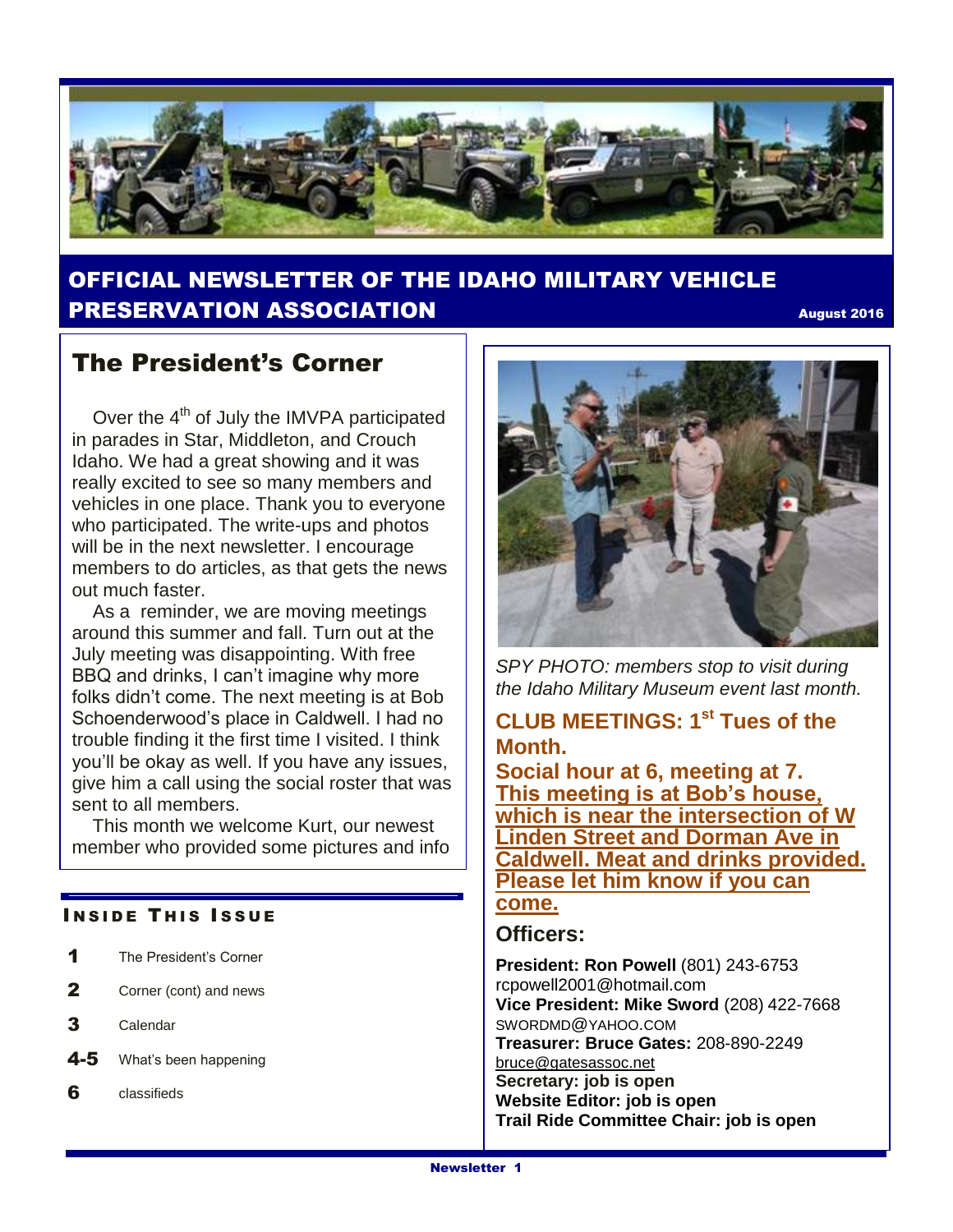# OFFICIAL NEWSLETTER OF THE IDAHO MILITARY VEHICLE PRESERVATION ASSOCIATION

August 2016

## The President's Corner

Over the 4th of July the IMVPA participated in parades in Star, Middleton, and Crouch Idaho. We had a great showing and it was really excited to see so many members and vehicles in one place. Thank you to everyone who participated. The write-ups and photos will be in the next newsletter. I encourage members to do articles, as that gets the news out much faster.

As a reminder, we are moving meetings around this summer and fall. Turn out at the July meeting was disappointing. With free BBQ and drinks, I can't imagine why more folks didn't come. The next meeting is at Bob Schoenderwood's place in Caldwell. I had no trouble finding it the first time I visited. I think you'll be okay as well. If you have any issues, give him a call using the social roster that was sent to all members.

This month we welcome Kurt, our newest member who provided some pictures and info

### INSIDE THIS ISSUE

| | |
|---|---|
| 1 | The President's Corner |
| 2 | Corner (cont) and news |
| 3 | Calendar |
| 4-5 | What's been happening |
| 6 | classifieds |

*SPY PHOTO: members stop to visit during the Idaho Military Museum event last month.*

**CLUB MEETINGS: 1st Tues of the Month.**

**Social hour at 6, meeting at 7.**

**This meeting is at Bob's house, which is near the intersection of W Linden Street and Dorman Ave in Caldwell. Meat and drinks provided. Please let him know if you can come.**

### Officers:

**President: Ron Powell** (801) 243-6753
rcpowell2001@hotmail.com

**Vice President: Mike Sword** (208) 422-7668
SWORDMD@YAHOO.COM

**Treasurer: Bruce Gates:** 208-890-2249
bruce@gatesassoc.net

**Secretary: job is open**

**Website Editor: job is open**

**Trail Ride Committee Chair: job is open**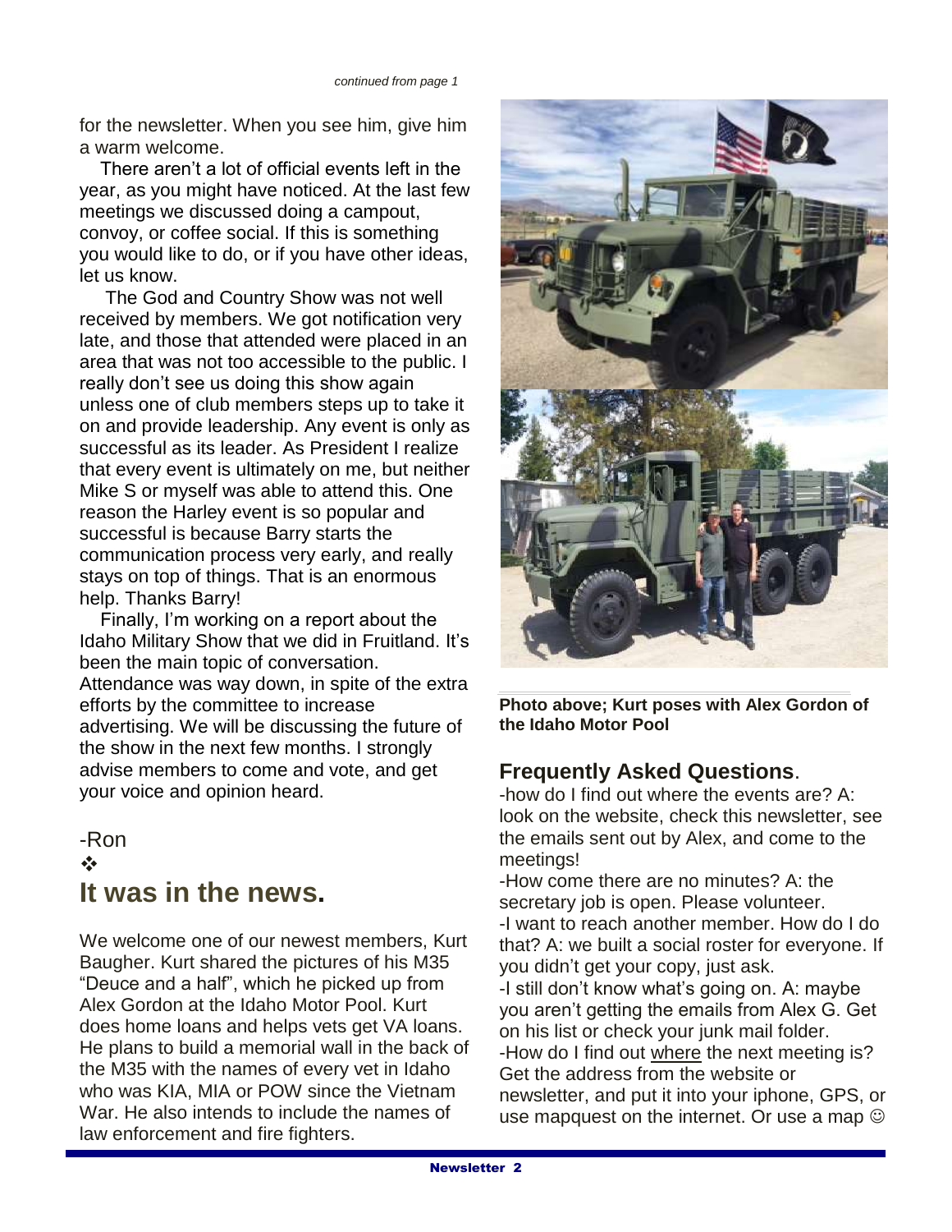*continued from page 1*

for the newsletter. When you see him, give him a warm welcome.

There aren't a lot of official events left in the year, as you might have noticed. At the last few meetings we discussed doing a campout, convoy, or coffee social. If this is something you would like to do, or if you have other ideas, let us know.

The God and Country Show was not well received by members. We got notification very late, and those that attended were placed in an area that was not too accessible to the public. I really don't see us doing this show again unless one of club members steps up to take it on and provide leadership. Any event is only as successful as its leader. As President I realize that every event is ultimately on me, but neither Mike S or myself was able to attend this. One reason the Harley event is so popular and successful is because Barry starts the communication process very early, and really stays on top of things. That is an enormous help. Thanks Barry!

Finally, I'm working on a report about the Idaho Military Show that we did in Fruitland. It's been the main topic of conversation. Attendance was way down, in spite of the extra efforts by the committee to increase advertising. We will be discussing the future of the show in the next few months. I strongly advise members to come and vote, and get your voice and opinion heard.

-Ron

❖

# It was in the news.

We welcome one of our newest members, Kurt Baugher. Kurt shared the pictures of his M35 "Deuce and a half", which he picked up from Alex Gordon at the Idaho Motor Pool. Kurt does home loans and helps vets get VA loans. He plans to build a memorial wall in the back of the M35 with the names of every vet in Idaho who was KIA, MIA or POW since the Vietnam War. He also intends to include the names of law enforcement and fire fighters.

**Photo above; Kurt poses with Alex Gordon of the Idaho Motor Pool**

## Frequently Asked Questions.

-how do I find out where the events are? A: look on the website, check this newsletter, see the emails sent out by Alex, and come to the meetings!

-How come there are no minutes? A: the secretary job is open. Please volunteer.

-I want to reach another member. How do I do that? A: we built a social roster for everyone. If you didn't get your copy, just ask.

-I still don't know what's going on. A: maybe you aren't getting the emails from Alex G. Get on his list or check your junk mail folder.

-How do I find out where the next meeting is? Get the address from the website or newsletter, and put it into your iphone, GPS, or use mapquest on the internet. Or use a map ☺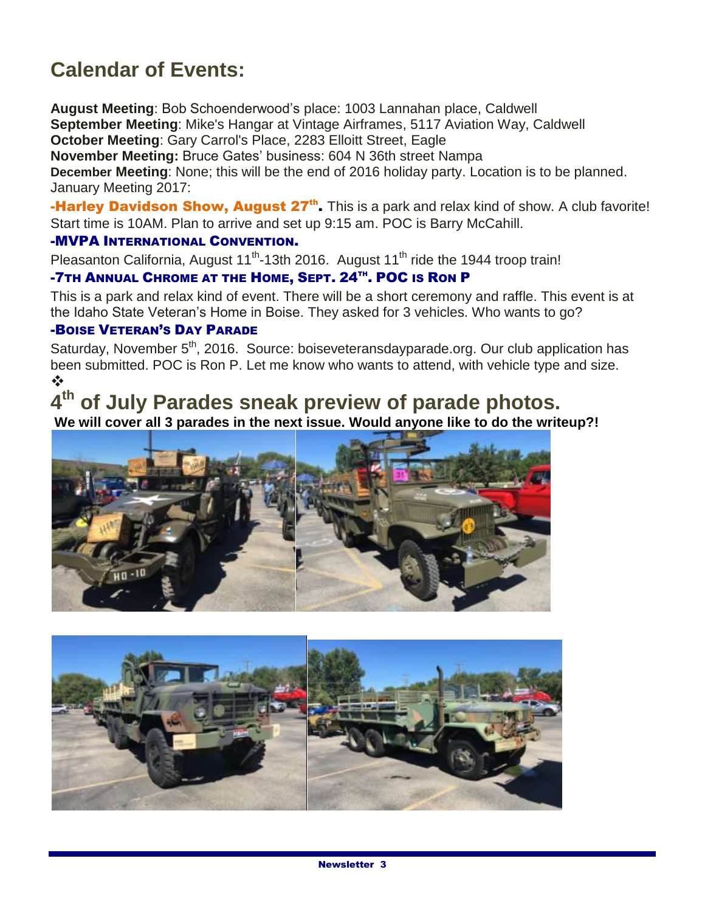## Calendar of Events:

**August Meeting**: Bob Schoenderwood's place: 1003 Lannahan place, Caldwell
**September Meeting**: Mike's Hangar at Vintage Airframes, 5117 Aviation Way, Caldwell
**October Meeting**: Gary Carrol's Place, 2283 Elloitt Street, Eagle
**November Meeting:** Bruce Gates' business: 604 N 36th street Nampa
**December Meeting**: None; this will be the end of 2016 holiday party. Location is to be planned.
January Meeting 2017:

**-Harley Davidson Show, August 27th.** This is a park and relax kind of show. A club favorite! Start time is 10AM. Plan to arrive and set up 9:15 am. POC is Barry McCahill.

**-MVPA International Convention.**

Pleasanton California, August 11th-13th 2016. August 11th ride the 1944 troop train!

**-7th Annual Chrome at the Home, Sept. 24th. POC is Ron P**

This is a park and relax kind of event. There will be a short ceremony and raffle. This event is at the Idaho State Veteran's Home in Boise. They asked for 3 vehicles. Who wants to go?

**-Boise Veteran's Day Parade**

Saturday, November 5th, 2016. Source: boiseveteransdayparade.org. Our club application has been submitted. POC is Ron P. Let me know who wants to attend, with vehicle type and size.

❖

## 4th of July Parades sneak preview of parade photos.

**We will cover all 3 parades in the next issue. Would anyone like to do the writeup?!**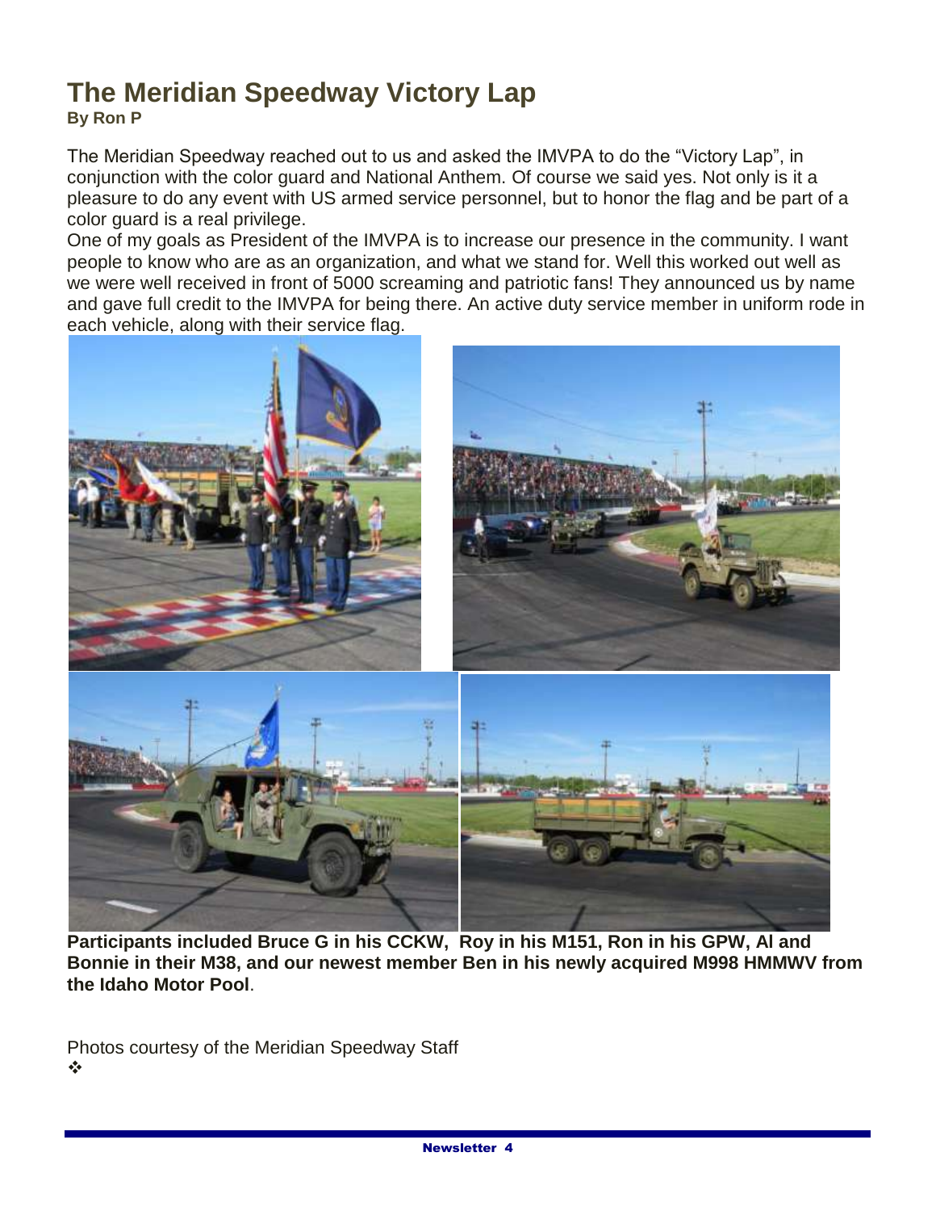# The Meridian Speedway Victory Lap

**By Ron P**

The Meridian Speedway reached out to us and asked the IMVPA to do the "Victory Lap", in conjunction with the color guard and National Anthem. Of course we said yes. Not only is it a pleasure to do any event with US armed service personnel, but to honor the flag and be part of a color guard is a real privilege.

One of my goals as President of the IMVPA is to increase our presence in the community. I want people to know who are as an organization, and what we stand for. Well this worked out well as we were well received in front of 5000 screaming and patriotic fans! They announced us by name and gave full credit to the IMVPA for being there. An active duty service member in uniform rode in each vehicle, along with their service flag.

**Participants included Bruce G in his CCKW, Roy in his M151, Ron in his GPW, Al and Bonnie in their M38, and our newest member Ben in his newly acquired M998 HMMWV from the Idaho Motor Pool**.

Photos courtesy of the Meridian Speedway Staff

❖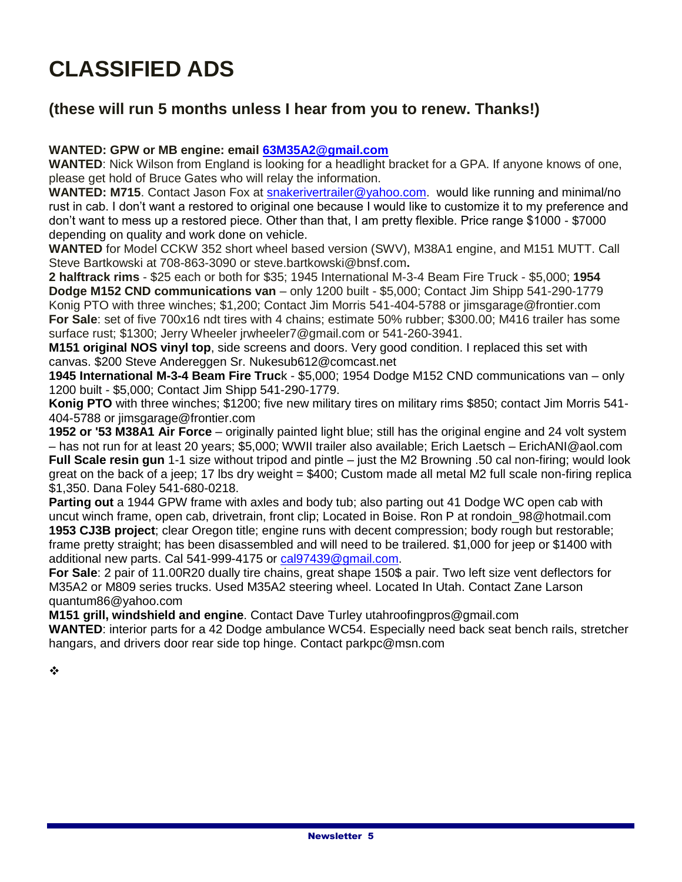# CLASSIFIED ADS

## (these will run 5 months unless I hear from you to renew. Thanks!)

**WANTED: GPW or MB engine: email 63M35A2@gmail.com**

**WANTED**: Nick Wilson from England is looking for a headlight bracket for a GPA. If anyone knows of one, please get hold of Bruce Gates who will relay the information.

**WANTED: M715**. Contact Jason Fox at snakerivertrailer@yahoo.com. would like running and minimal/no rust in cab. I don't want a restored to original one because I would like to customize it to my preference and don't want to mess up a restored piece. Other than that, I am pretty flexible. Price range $1000 - $7000 depending on quality and work done on vehicle.

**WANTED** for Model CCKW 352 short wheel based version (SWV), M38A1 engine, and M151 MUTT. Call Steve Bartkowski at 708-863-3090 or steve.bartkowski@bnsf.com**.**

**2 halftrack rims** - $25 each or both for $35; 1945 International M-3-4 Beam Fire Truck - $5,000; **1954 Dodge M152 CND communications van** – only 1200 built - $5,000; Contact Jim Shipp 541-290-1779 Konig PTO with three winches; $1,200; Contact Jim Morris 541-404-5788 or jimsgarage@frontier.com

**For Sale**: set of five 700x16 ndt tires with 4 chains; estimate 50% rubber; $300.00; M416 trailer has some surface rust; $1300; Jerry Wheeler jrwheeler7@gmail.com or 541-260-3941.

**M151 original NOS vinyl top**, side screens and doors. Very good condition. I replaced this set with canvas. $200 Steve Andereggen Sr. Nukesub612@comcast.net

**1945 International M-3-4 Beam Fire Truc**k - $5,000; 1954 Dodge M152 CND communications van – only 1200 built - $5,000; Contact Jim Shipp 541-290-1779.

**Konig PTO** with three winches; $1200; five new military tires on military rims $850; contact Jim Morris 541-404-5788 or jimsgarage@frontier.com

**1952 or '53 M38A1 Air Force** – originally painted light blue; still has the original engine and 24 volt system – has not run for at least 20 years; $5,000; WWII trailer also available; Erich Laetsch – ErichANI@aol.com

**Full Scale resin gun** 1-1 size without tripod and pintle – just the M2 Browning .50 cal non-firing; would look great on the back of a jeep; 17 lbs dry weight = $400; Custom made all metal M2 full scale non-firing replica $1,350. Dana Foley 541-680-0218.

**Parting out** a 1944 GPW frame with axles and body tub; also parting out 41 Dodge WC open cab with uncut winch frame, open cab, drivetrain, front clip; Located in Boise. Ron P at rondoin_98@hotmail.com

**1953 CJ3B project**; clear Oregon title; engine runs with decent compression; body rough but restorable; frame pretty straight; has been disassembled and will need to be trailered. $1,000 for jeep or $1400 with additional new parts. Cal 541-999-4175 or cal97439@gmail.com.

**For Sale**: 2 pair of 11.00R20 dually tire chains, great shape 150$ a pair. Two left size vent deflectors for M35A2 or M809 series trucks. Used M35A2 steering wheel. Located In Utah. Contact Zane Larson quantum86@yahoo.com

**M151 grill, windshield and engine**. Contact Dave Turley utahroofingpros@gmail.com

**WANTED**: interior parts for a 42 Dodge ambulance WC54. Especially need back seat bench rails, stretcher hangars, and drivers door rear side top hinge. Contact parkpc@msn.com

❖